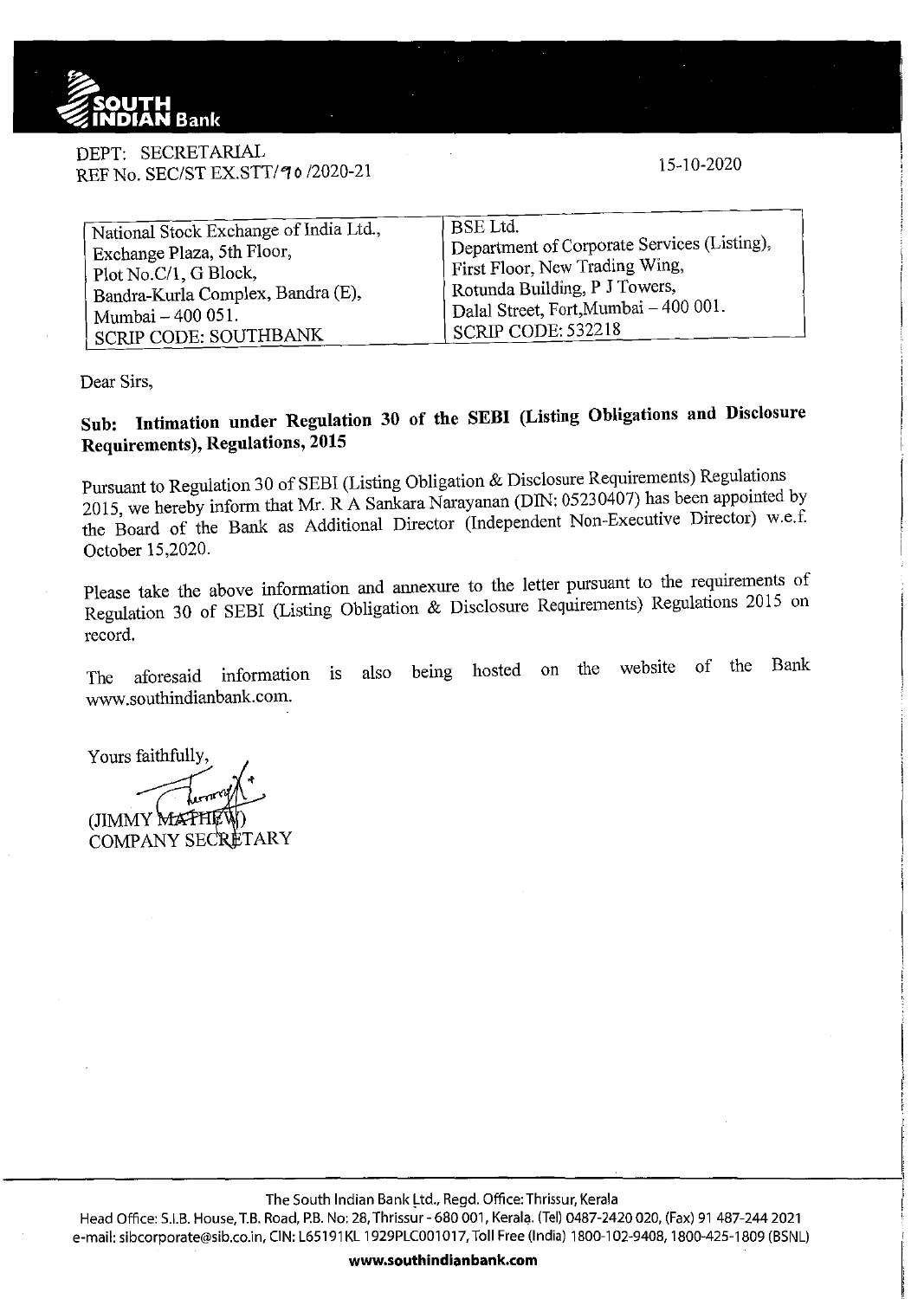DEPT: SECRETARIAL
REF No. SEC/ST EX.STT/90/2020-21

15-10-2020

| National Stock Exchange of India Ltd., Exchange Plaza, 5th Floor, Plot No.C/1, G Block, Bandra-Kurla Complex, Bandra (E), Mumbai – 400 051. SCRIP CODE: SOUTHBANK | BSE Ltd. Department of Corporate Services (Listing), First Floor, New Trading Wing, Rotunda Building, P J Towers, Dalal Street, Fort, Mumbai – 400 001. SCRIP CODE: 532218 |
|---|---|

Dear Sirs,

**Sub: Intimation under Regulation 30 of the SEBI (Listing Obligations and Disclosure Requirements), Regulations, 2015**

Pursuant to Regulation 30 of SEBI (Listing Obligation & Disclosure Requirements) Regulations 2015, we hereby inform that Mr. R A Sankara Narayanan (DIN: 05230407) has been appointed by the Board of the Bank as Additional Director (Independent Non-Executive Director) w.e.f. October 15,2020.

Please take the above information and annexure to the letter pursuant to the requirements of Regulation 30 of SEBI (Listing Obligation & Disclosure Requirements) Regulations 2015 on record.

The aforesaid information is also being hosted on the website of the Bank www.southindianbank.com.

Yours faithfully,

(JIMMY MATHEW)
COMPANY SECRETARY

The South Indian Bank Ltd., Regd. Office: Thrissur, Kerala
Head Office: S.I.B. House, T.B. Road, P.B. No: 28, Thrissur - 680 001, Kerala. (Tel) 0487-2420 020, (Fax) 91 487-244 2021
e-mail: sibcorporate@sib.co.in, CIN: L65191KL1929PLC001017, Toll Free (India) 1800-102-9408, 1800-425-1809 (BSNL)
www.southindianbank.com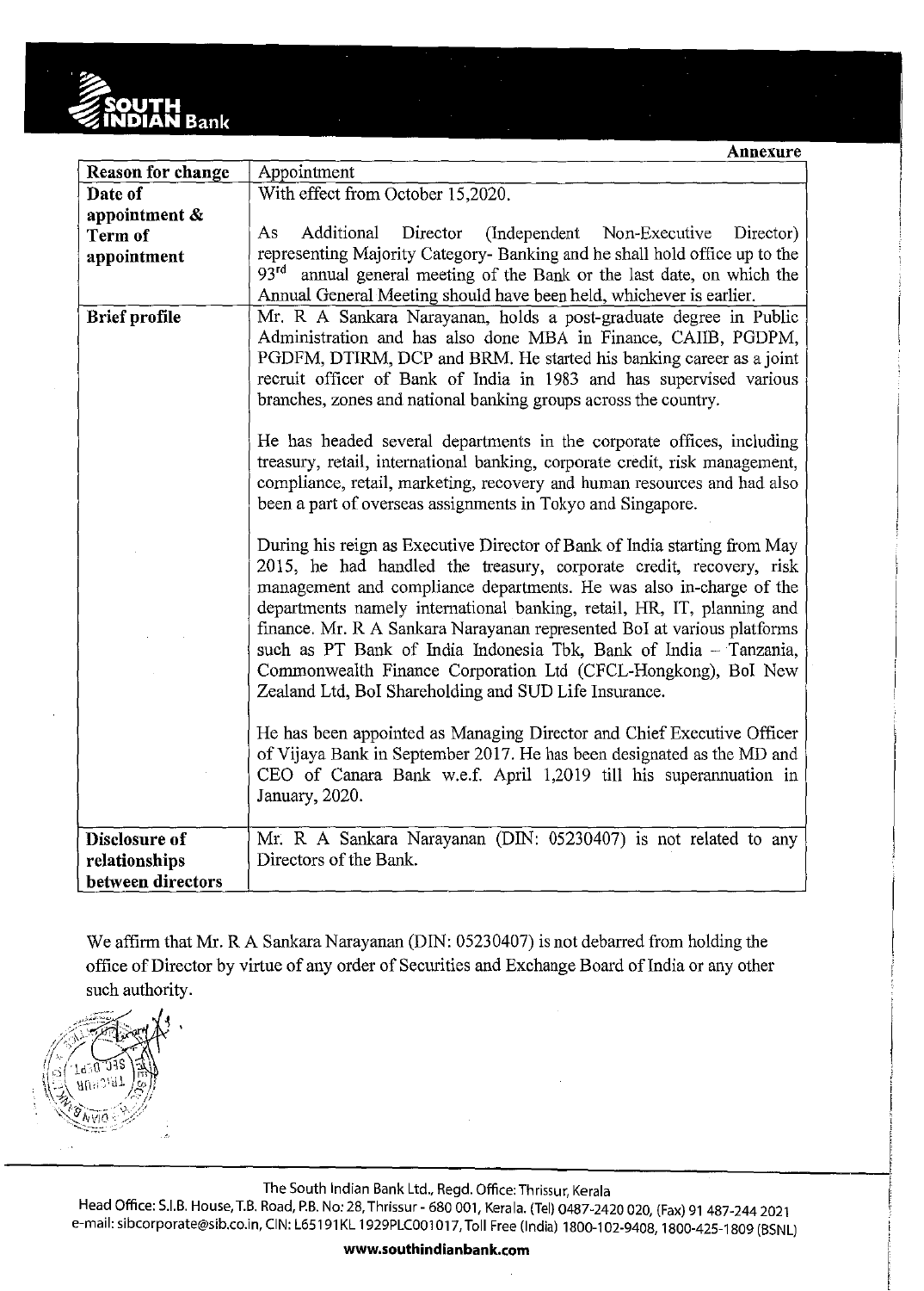**Annexure**

| | |
|---|---|
| **Reason for change** | Appointment |
| **Date of appointment & Term of appointment** | With effect from October 15,2020.<br><br>As Additional Director (Independent Non-Executive Director) representing Majority Category- Banking and he shall hold office up to the 93rd annual general meeting of the Bank or the last date, on which the Annual General Meeting should have been held, whichever is earlier. |
| **Brief profile** | Mr. R A Sankara Narayanan, holds a post-graduate degree in Public Administration and has also done MBA in Finance, CAIIB, PGDPM, PGDFM, DTIRM, DCP and BRM. He started his banking career as a joint recruit officer of Bank of India in 1983 and has supervised various branches, zones and national banking groups across the country.<br><br>He has headed several departments in the corporate offices, including treasury, retail, international banking, corporate credit, risk management, compliance, retail, marketing, recovery and human resources and had also been a part of overseas assignments in Tokyo and Singapore.<br><br>During his reign as Executive Director of Bank of India starting from May 2015, he had handled the treasury, corporate credit, recovery, risk management and compliance departments. He was also in-charge of the departments namely international banking, retail, HR, IT, planning and finance. Mr. R A Sankara Narayanan represented BoI at various platforms such as PT Bank of India Indonesia Tbk, Bank of India – Tanzania, Commonwealth Finance Corporation Ltd (CFCL-Hongkong), BoI New Zealand Ltd, BoI Shareholding and SUD Life Insurance.<br><br>He has been appointed as Managing Director and Chief Executive Officer of Vijaya Bank in September 2017. He has been designated as the MD and CEO of Canara Bank w.e.f. April 1,2019 till his superannuation in January, 2020. |
| **Disclosure of relationships between directors** | Mr. R A Sankara Narayanan (DIN: 05230407) is not related to any Directors of the Bank. |

We affirm that Mr. R A Sankara Narayanan (DIN: 05230407) is not debarred from holding the office of Director by virtue of any order of Securities and Exchange Board of India or any other such authority.